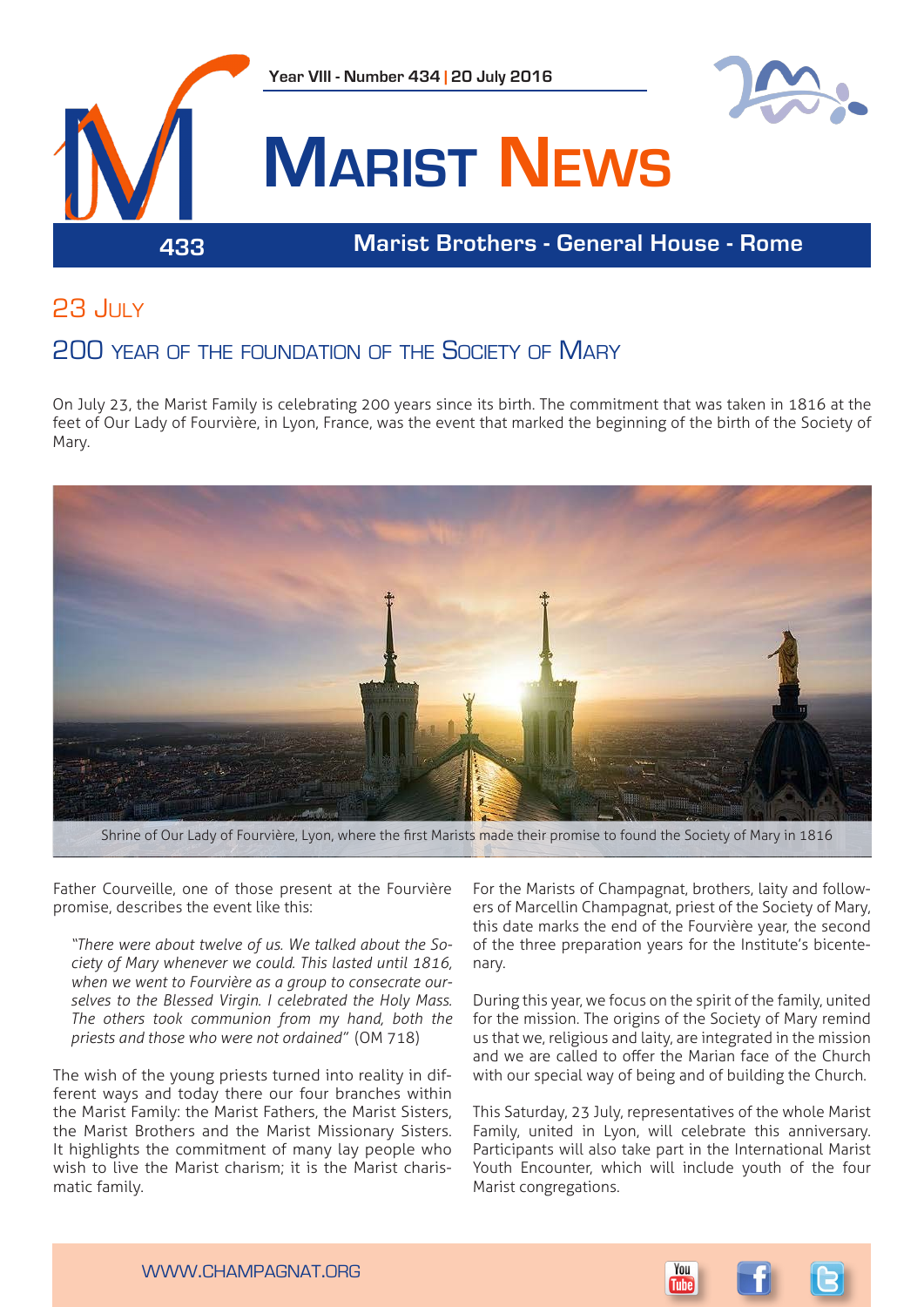Year VIII - Number 434 | 20 July 2016

# Marist News

433 — Marist Brothers - General House - Rome

## 23 July

## 200 year of the foundation of the Society of Mary

On July 23, the Marist Family is celebrating 200 years since its birth. The commitment that was taken in 1816 at the feet of Our Lady of Fourvière, in Lyon, France, was the event that marked the beginning of the birth of the Society of Mary.

Shrine of Our Lady of Fourvière, Lyon, where the first Marists made their promise to found the Society of Mary in 1816

Father Courveille, one of those present at the Fourvière promise, describes the event like this:

*"There were about twelve of us. We talked about the Society of Mary whenever we could. This lasted until 1816, when we went to Fourvière as a group to consecrate ourselves to the Blessed Virgin. I celebrated the Holy Mass. The others took communion from my hand, both the priests and those who were not ordained"* (OM 718)

The wish of the young priests turned into reality in different ways and today there our four branches within the Marist Family: the Marist Fathers, the Marist Sisters, the Marist Brothers and the Marist Missionary Sisters. It highlights the commitment of many lay people who wish to live the Marist charism; it is the Marist charismatic family.

For the Marists of Champagnat, brothers, laity and followers of Marcellin Champagnat, priest of the Society of Mary, this date marks the end of the Fourvière year, the second of the three preparation years for the Institute's bicentenary.

During this year, we focus on the spirit of the family, united for the mission. The origins of the Society of Mary remind us that we, religious and laity, are integrated in the mission and we are called to offer the Marian face of the Church with our special way of being and of building the Church.

This Saturday, 23 July, representatives of the whole Marist Family, united in Lyon, will celebrate this anniversary. Participants will also take part in the International Marist Youth Encounter, which will include youth of the four Marist congregations.

WWW.CHAMPAGNAT.ORG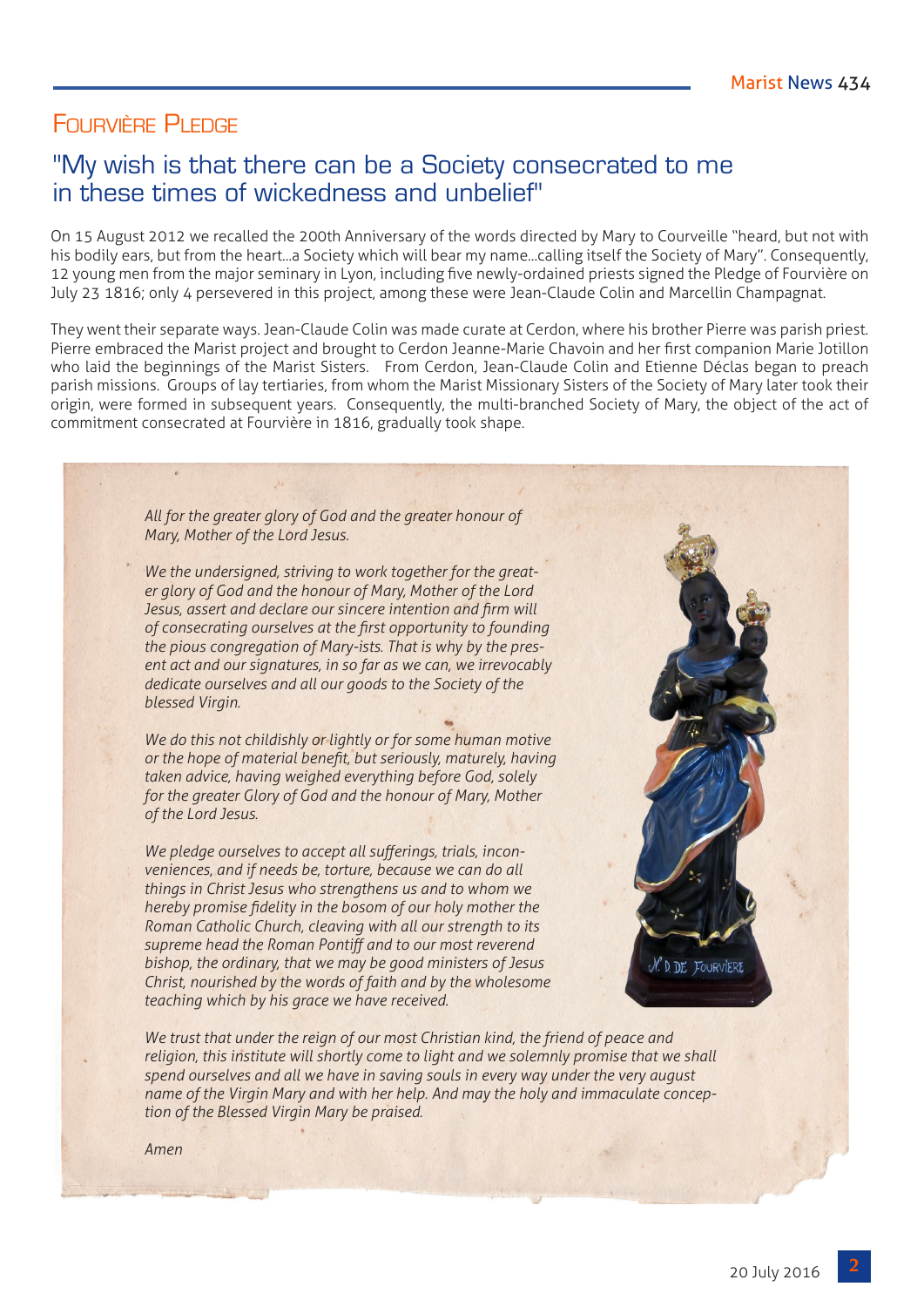## Fourvière Pledge

# "My wish is that there can be a Society consecrated to me in these times of wickedness and unbelief"

On 15 August 2012 we recalled the 200th Anniversary of the words directed by Mary to Courveille "heard, but not with his bodily ears, but from the heart...a Society which will bear my name...calling itself the Society of Mary". Consequently, 12 young men from the major seminary in Lyon, including five newly-ordained priests signed the Pledge of Fourvière on July 23 1816; only 4 persevered in this project, among these were Jean-Claude Colin and Marcellin Champagnat.

They went their separate ways. Jean-Claude Colin was made curate at Cerdon, where his brother Pierre was parish priest. Pierre embraced the Marist project and brought to Cerdon Jeanne-Marie Chavoin and her first companion Marie Jotillon who laid the beginnings of the Marist Sisters. From Cerdon, Jean-Claude Colin and Etienne Déclas began to preach parish missions. Groups of lay tertiaries, from whom the Marist Missionary Sisters of the Society of Mary later took their origin, were formed in subsequent years. Consequently, the multi-branched Society of Mary, the object of the act of commitment consecrated at Fourvière in 1816, gradually took shape.

*All for the greater glory of God and the greater honour of Mary, Mother of the Lord Jesus.*

*We the undersigned, striving to work together for the greater glory of God and the honour of Mary, Mother of the Lord Jesus, assert and declare our sincere intention and firm will of consecrating ourselves at the first opportunity to founding the pious congregation of Mary-ists. That is why by the present act and our signatures, in so far as we can, we irrevocably dedicate ourselves and all our goods to the Society of the blessed Virgin.*

*We do this not childishly or lightly or for some human motive or the hope of material benefit, but seriously, maturely, having taken advice, having weighed everything before God, solely for the greater Glory of God and the honour of Mary, Mother of the Lord Jesus.*

*We pledge ourselves to accept all sufferings, trials, inconveniences, and if needs be, torture, because we can do all things in Christ Jesus who strengthens us and to whom we hereby promise fidelity in the bosom of our holy mother the Roman Catholic Church, cleaving with all our strength to its supreme head the Roman Pontiff and to our most reverend bishop, the ordinary, that we may be good ministers of Jesus Christ, nourished by the words of faith and by the wholesome teaching which by his grace we have received.*

*We trust that under the reign of our most Christian kind, the friend of peace and religion, this institute will shortly come to light and we solemnly promise that we shall spend ourselves and all we have in saving souls in every way under the very august name of the Virgin Mary and with her help. And may the holy and immaculate conception of the Blessed Virgin Mary be praised.*

*Amen*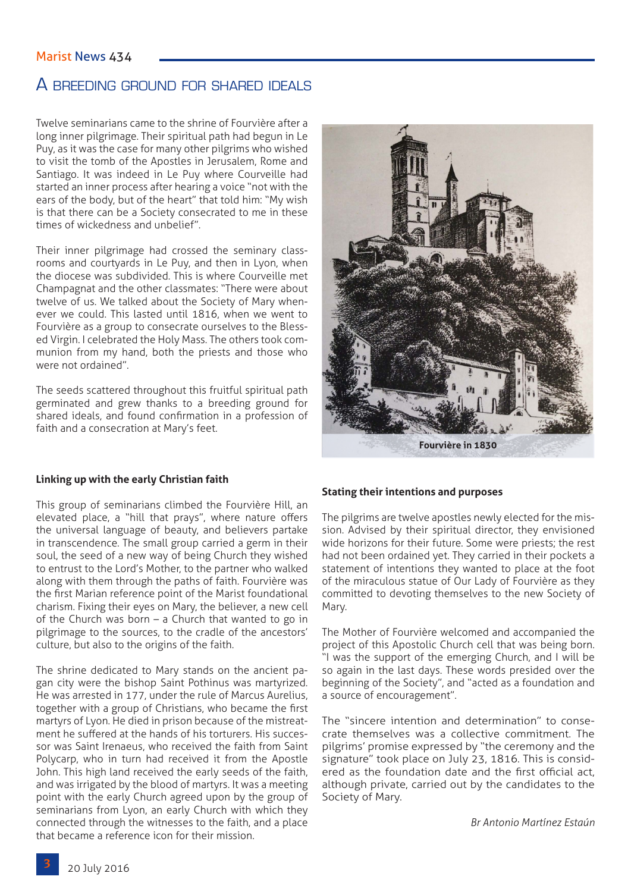# A BREEDING GROUND FOR SHARED IDEALS

Twelve seminarians came to the shrine of Fourvière after a long inner pilgrimage. Their spiritual path had begun in Le Puy, as it was the case for many other pilgrims who wished to visit the tomb of the Apostles in Jerusalem, Rome and Santiago. It was indeed in Le Puy where Courveille had started an inner process after hearing a voice "not with the ears of the body, but of the heart" that told him: "My wish is that there can be a Society consecrated to me in these times of wickedness and unbelief".

Their inner pilgrimage had crossed the seminary classrooms and courtyards in Le Puy, and then in Lyon, when the diocese was subdivided. This is where Courveille met Champagnat and the other classmates: "There were about twelve of us. We talked about the Society of Mary whenever we could. This lasted until 1816, when we went to Fourvière as a group to consecrate ourselves to the Blessed Virgin. I celebrated the Holy Mass. The others took communion from my hand, both the priests and those who were not ordained".

The seeds scattered throughout this fruitful spiritual path germinated and grew thanks to a breeding ground for shared ideals, and found confirmation in a profession of faith and a consecration at Mary's feet.

Fourvière in 1830

**Linking up with the early Christian faith**

This group of seminarians climbed the Fourvière Hill, an elevated place, a "hill that prays", where nature offers the universal language of beauty, and believers partake in transcendence. The small group carried a germ in their soul, the seed of a new way of being Church they wished to entrust to the Lord's Mother, to the partner who walked along with them through the paths of faith. Fourvière was the first Marian reference point of the Marist foundational charism. Fixing their eyes on Mary, the believer, a new cell of the Church was born – a Church that wanted to go in pilgrimage to the sources, to the cradle of the ancestors' culture, but also to the origins of the faith.

The shrine dedicated to Mary stands on the ancient pagan city were the bishop Saint Pothinus was martyrized. He was arrested in 177, under the rule of Marcus Aurelius, together with a group of Christians, who became the first martyrs of Lyon. He died in prison because of the mistreatment he suffered at the hands of his torturers. His successor was Saint Irenaeus, who received the faith from Saint Polycarp, who in turn had received it from the Apostle John. This high land received the early seeds of the faith, and was irrigated by the blood of martyrs. It was a meeting point with the early Church agreed upon by the group of seminarians from Lyon, an early Church with which they connected through the witnesses to the faith, and a place that became a reference icon for their mission.

**Stating their intentions and purposes**

The pilgrims are twelve apostles newly elected for the mission. Advised by their spiritual director, they envisioned wide horizons for their future. Some were priests; the rest had not been ordained yet. They carried in their pockets a statement of intentions they wanted to place at the foot of the miraculous statue of Our Lady of Fourvière as they committed to devoting themselves to the new Society of Mary.

The Mother of Fourvière welcomed and accompanied the project of this Apostolic Church cell that was being born. "I was the support of the emerging Church, and I will be so again in the last days. These words presided over the beginning of the Society", and "acted as a foundation and a source of encouragement".

The "sincere intention and determination" to consecrate themselves was a collective commitment. The pilgrims' promise expressed by "the ceremony and the signature" took place on July 23, 1816. This is considered as the foundation date and the first official act, although private, carried out by the candidates to the Society of Mary.

*Br Antonio Martínez Estaún*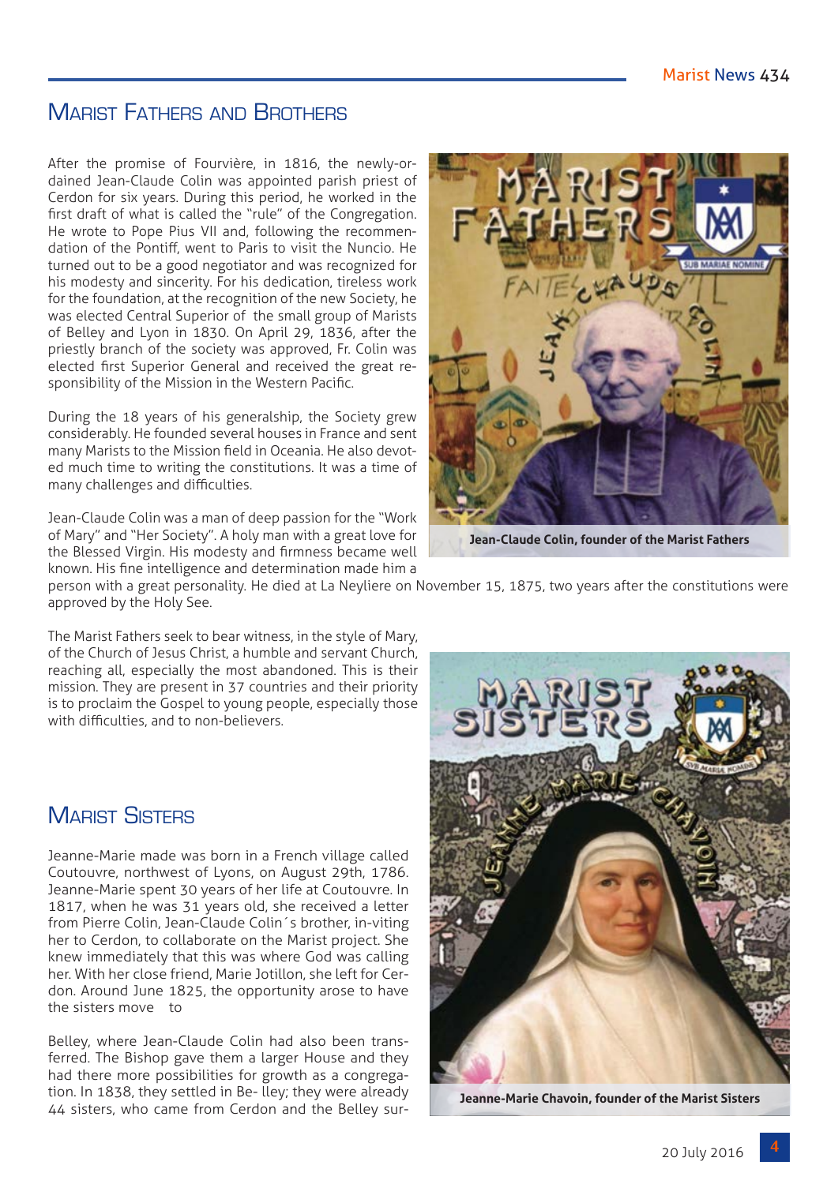## Marist Fathers and Brothers

After the promise of Fourvière, in 1816, the newly-ordained Jean-Claude Colin was appointed parish priest of Cerdon for six years. During this period, he worked in the first draft of what is called the "rule" of the Congregation. He wrote to Pope Pius VII and, following the recommendation of the Pontiff, went to Paris to visit the Nuncio. He turned out to be a good negotiator and was recognized for his modesty and sincerity. For his dedication, tireless work for the foundation, at the recognition of the new Society, he was elected Central Superior of the small group of Marists of Belley and Lyon in 1830. On April 29, 1836, after the priestly branch of the society was approved, Fr. Colin was elected first Superior General and received the great responsibility of the Mission in the Western Pacific.

During the 18 years of his generalship, the Society grew considerably. He founded several houses in France and sent many Marists to the Mission field in Oceania. He also devoted much time to writing the constitutions. It was a time of many challenges and difficulties.

Jean-Claude Colin was a man of deep passion for the "Work of Mary" and "Her Society". A holy man with a great love for the Blessed Virgin. His modesty and firmness became well known. His fine intelligence and determination made him a person with a great personality. He died at La Neyliere on November 15, 1875, two years after the constitutions were approved by the Holy See.

Jean-Claude Colin, founder of the Marist Fathers

The Marist Fathers seek to bear witness, in the style of Mary, of the Church of Jesus Christ, a humble and servant Church, reaching all, especially the most abandoned. This is their mission. They are present in 37 countries and their priority is to proclaim the Gospel to young people, especially those with difficulties, and to non-believers.

## Marist Sisters

Jeanne-Marie made was born in a French village called Coutouvre, northwest of Lyons, on August 29th, 1786. Jeanne-Marie spent 30 years of her life at Coutouvre. In 1817, when he was 31 years old, she received a letter from Pierre Colin, Jean-Claude Colin´s brother, in-viting her to Cerdon, to collaborate on the Marist project. She knew immediately that this was where God was calling her. With her close friend, Marie Jotillon, she left for Cerdon. Around June 1825, the opportunity arose to have the sisters move to

Belley, where Jean-Claude Colin had also been transferred. The Bishop gave them a larger House and they had there more possibilities for growth as a congregation. In 1838, they settled in Be- lley; they were already 44 sisters, who came from Cerdon and the Belley sur-

Jeanne-Marie Chavoin, founder of the Marist Sisters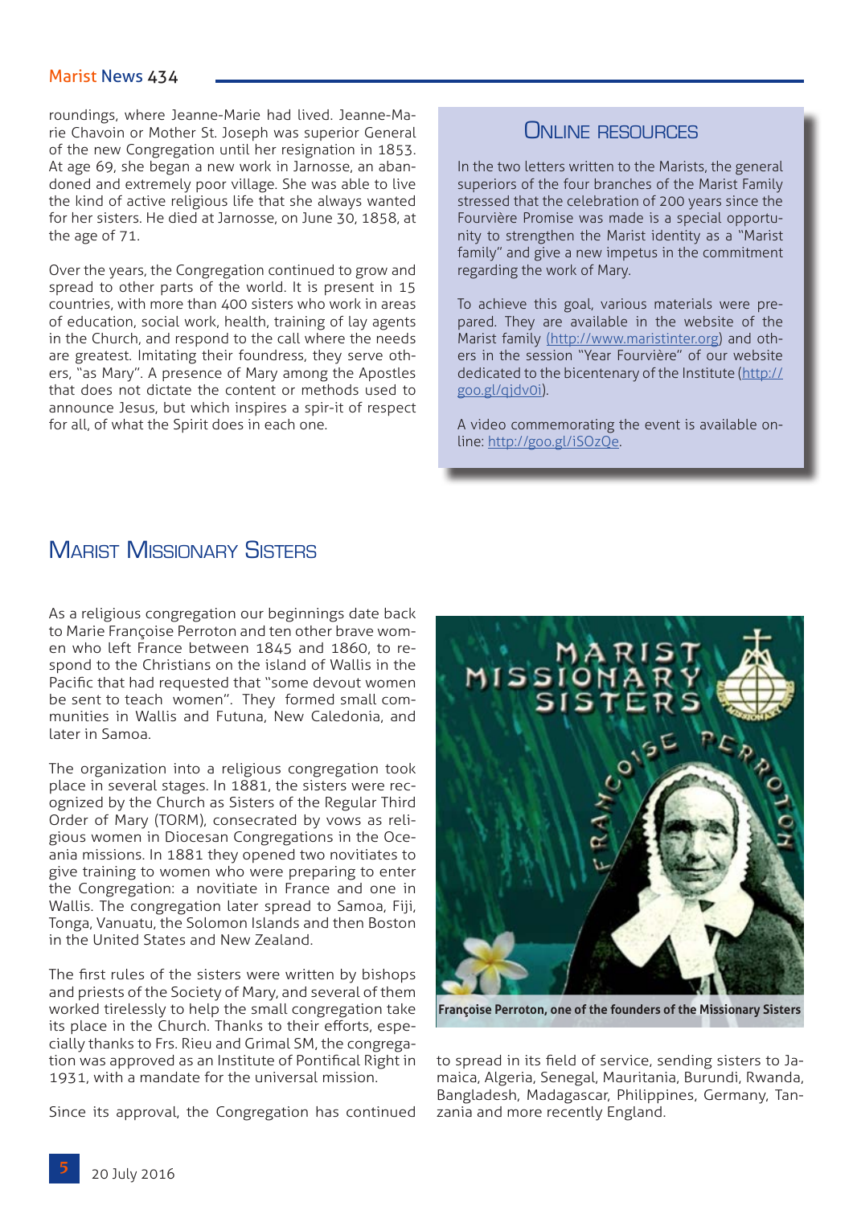roundings, where Jeanne-Marie had lived. Jeanne-Marie Chavoin or Mother St. Joseph was superior General of the new Congregation until her resignation in 1853. At age 69, she began a new work in Jarnosse, an abandoned and extremely poor village. She was able to live the kind of active religious life that she always wanted for her sisters. He died at Jarnosse, on June 30, 1858, at the age of 71.

Over the years, the Congregation continued to grow and spread to other parts of the world. It is present in 15 countries, with more than 400 sisters who work in areas of education, social work, health, training of lay agents in the Church, and respond to the call where the needs are greatest. Imitating their foundress, they serve others, "as Mary". A presence of Mary among the Apostles that does not dictate the content or methods used to announce Jesus, but which inspires a spir-it of respect for all, of what the Spirit does in each one.

## Online resources

In the two letters written to the Marists, the general superiors of the four branches of the Marist Family stressed that the celebration of 200 years since the Fourvière Promise was made is a special opportunity to strengthen the Marist identity as a "Marist family" and give a new impetus in the commitment regarding the work of Mary.

To achieve this goal, various materials were prepared. They are available in the website of the Marist family (http://www.maristinter.org) and others in the session "Year Fourvière" of our website dedicated to the bicentenary of the Institute (http://goo.gl/qjdv0i).

A video commemorating the event is available online: http://goo.gl/iSOzQe.

## Marist Missionary Sisters

As a religious congregation our beginnings date back to Marie Françoise Perroton and ten other brave women who left France between 1845 and 1860, to respond to the Christians on the island of Wallis in the Pacific that had requested that "some devout women be sent to teach women". They formed small communities in Wallis and Futuna, New Caledonia, and later in Samoa.

The organization into a religious congregation took place in several stages. In 1881, the sisters were recognized by the Church as Sisters of the Regular Third Order of Mary (TORM), consecrated by vows as religious women in Diocesan Congregations in the Oceania missions. In 1881 they opened two novitiates to give training to women who were preparing to enter the Congregation: a novitiate in France and one in Wallis. The congregation later spread to Samoa, Fiji, Tonga, Vanuatu, the Solomon Islands and then Boston in the United States and New Zealand.

The first rules of the sisters were written by bishops and priests of the Society of Mary, and several of them worked tirelessly to help the small congregation take its place in the Church. Thanks to their efforts, especially thanks to Frs. Rieu and Grimal SM, the congregation was approved as an Institute of Pontifical Right in 1931, with a mandate for the universal mission.

Since its approval, the Congregation has continued to spread in its field of service, sending sisters to Jamaica, Algeria, Senegal, Mauritania, Burundi, Rwanda, Bangladesh, Madagascar, Philippines, Germany, Tanzania and more recently England.

**Françoise Perroton, one of the founders of the Missionary Sisters**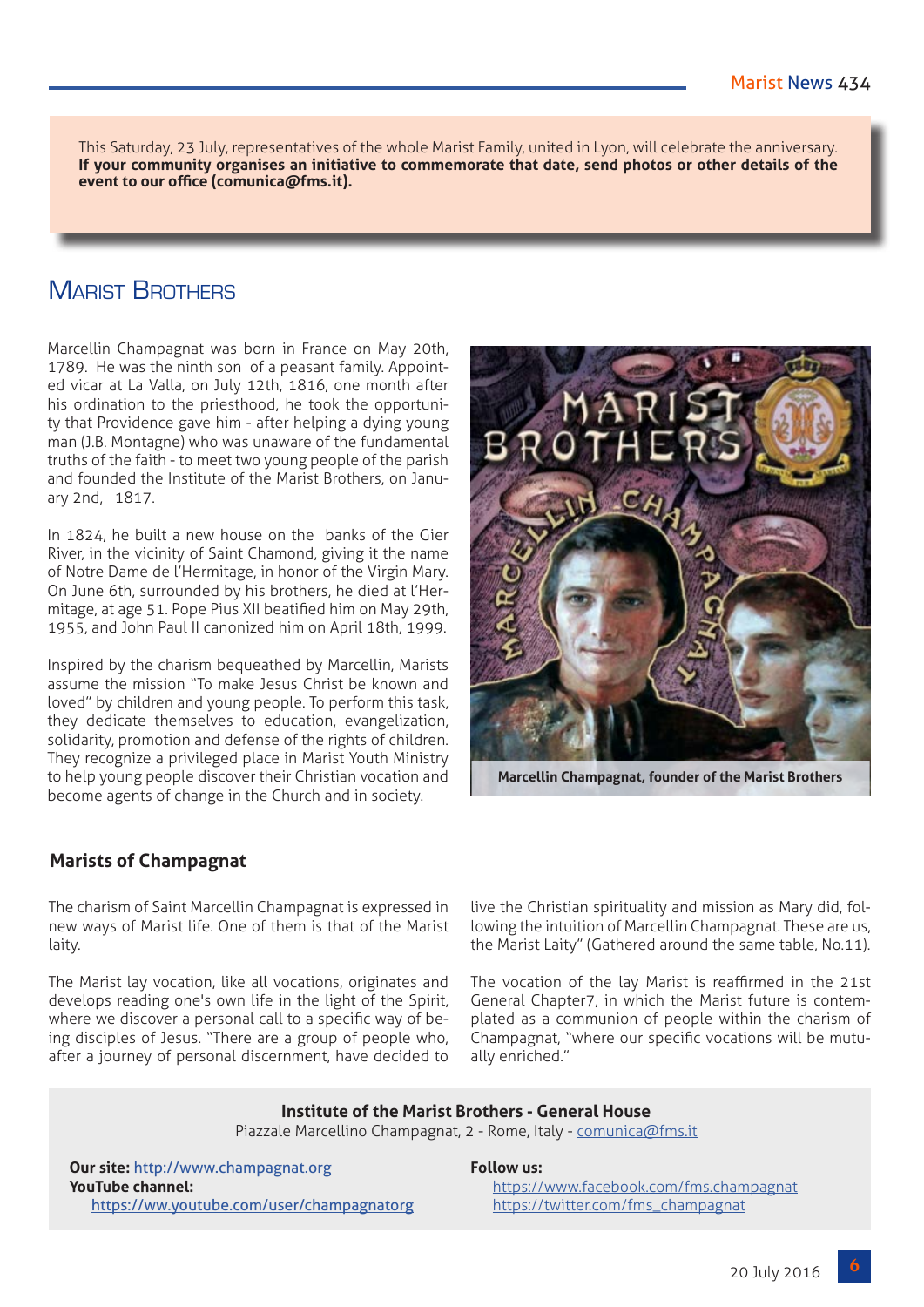This Saturday, 23 July, representatives of the whole Marist Family, united in Lyon, will celebrate the anniversary. **If your community organises an initiative to commemorate that date, send photos or other details of the event to our office (comunica@fms.it).**

## Marist Brothers

Marcellin Champagnat was born in France on May 20th, 1789. He was the ninth son of a peasant family. Appointed vicar at La Valla, on July 12th, 1816, one month after his ordination to the priesthood, he took the opportunity that Providence gave him - after helping a dying young man (J.B. Montagne) who was unaware of the fundamental truths of the faith - to meet two young people of the parish and founded the Institute of the Marist Brothers, on January 2nd, 1817.

In 1824, he built a new house on the banks of the Gier River, in the vicinity of Saint Chamond, giving it the name of Notre Dame de l'Hermitage, in honor of the Virgin Mary. On June 6th, surrounded by his brothers, he died at l'Hermitage, at age 51. Pope Pius XII beatified him on May 29th, 1955, and John Paul II canonized him on April 18th, 1999.

Inspired by the charism bequeathed by Marcellin, Marists assume the mission "To make Jesus Christ be known and loved" by children and young people. To perform this task, they dedicate themselves to education, evangelization, solidarity, promotion and defense of the rights of children. They recognize a privileged place in Marist Youth Ministry to help young people discover their Christian vocation and become agents of change in the Church and in society.

**Marcellin Champagnat, founder of the Marist Brothers**

### Marists of Champagnat

The charism of Saint Marcellin Champagnat is expressed in new ways of Marist life. One of them is that of the Marist laity.

The Marist lay vocation, like all vocations, originates and develops reading one's own life in the light of the Spirit, where we discover a personal call to a specific way of being disciples of Jesus. "There are a group of people who, after a journey of personal discernment, have decided to live the Christian spirituality and mission as Mary did, following the intuition of Marcellin Champagnat. These are us, the Marist Laity" (Gathered around the same table, No.11).

The vocation of the lay Marist is reaffirmed in the 21st General Chapter7, in which the Marist future is contemplated as a communion of people within the charism of Champagnat, "where our specific vocations will be mutually enriched."

**Institute of the Marist Brothers - General House**
Piazzale Marcellino Champagnat, 2 - Rome, Italy - comunica@fms.it

**Our site:** http://www.champagnat.org
**YouTube channel:**
https://ww.youtube.com/user/champagnatorg

**Follow us:**
https://www.facebook.com/fms.champagnat
https://twitter.com/fms_champagnat

20 July 2016